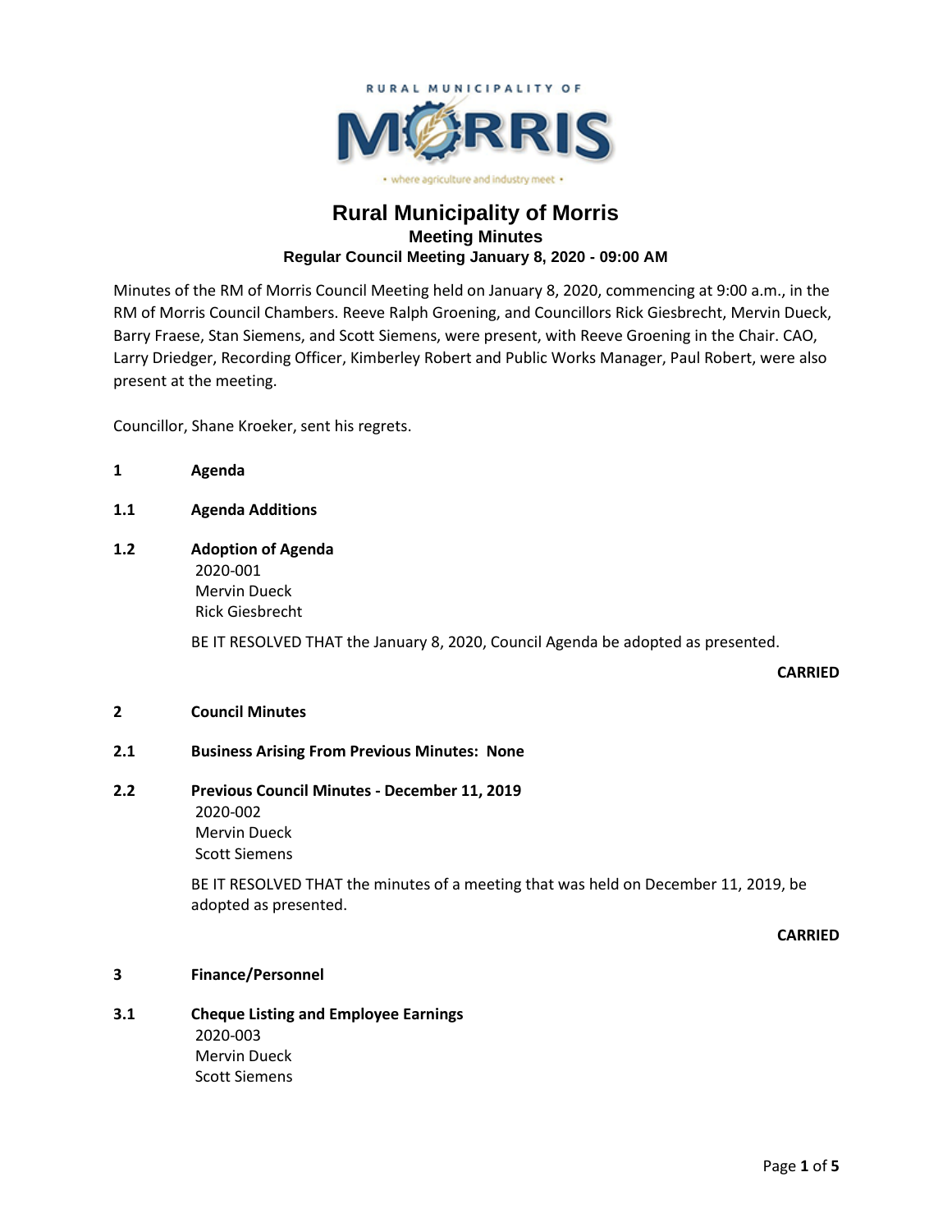# Rural Municipality of Morris

## Meeting Minutes

### Regular Council Meeting January 8, 2020 - 09:00 AM

Minutes of the RM of Morris Council Meeting held on January 8, 2020, commencing at 9:00 a.m., in the RM of Morris Council Chambers. Reeve Ralph Groening, and Councillors Rick Giesbrecht, Mervin Dueck, Barry Fraese, Stan Siemens, and Scott Siemens, were present, with Reeve Groening in the Chair. CAO, Larry Driedger, Recording Officer, Kimberley Robert and Public Works Manager, Paul Robert, were also present at the meeting.

Councillor, Shane Kroeker, sent his regrets.

**1 Agenda**

**1.1 Agenda Additions**

**1.2 Adoption of Agenda**

2020-001
Mervin Dueck
Rick Giesbrecht

BE IT RESOLVED THAT the January 8, 2020, Council Agenda be adopted as presented.

**CARRIED**

**2 Council Minutes**

**2.1 Business Arising From Previous Minutes: None**

**2.2 Previous Council Minutes - December 11, 2019**

2020-002
Mervin Dueck
Scott Siemens

BE IT RESOLVED THAT the minutes of a meeting that was held on December 11, 2019, be adopted as presented.

**CARRIED**

**3 Finance/Personnel**

**3.1 Cheque Listing and Employee Earnings**

2020-003
Mervin Dueck
Scott Siemens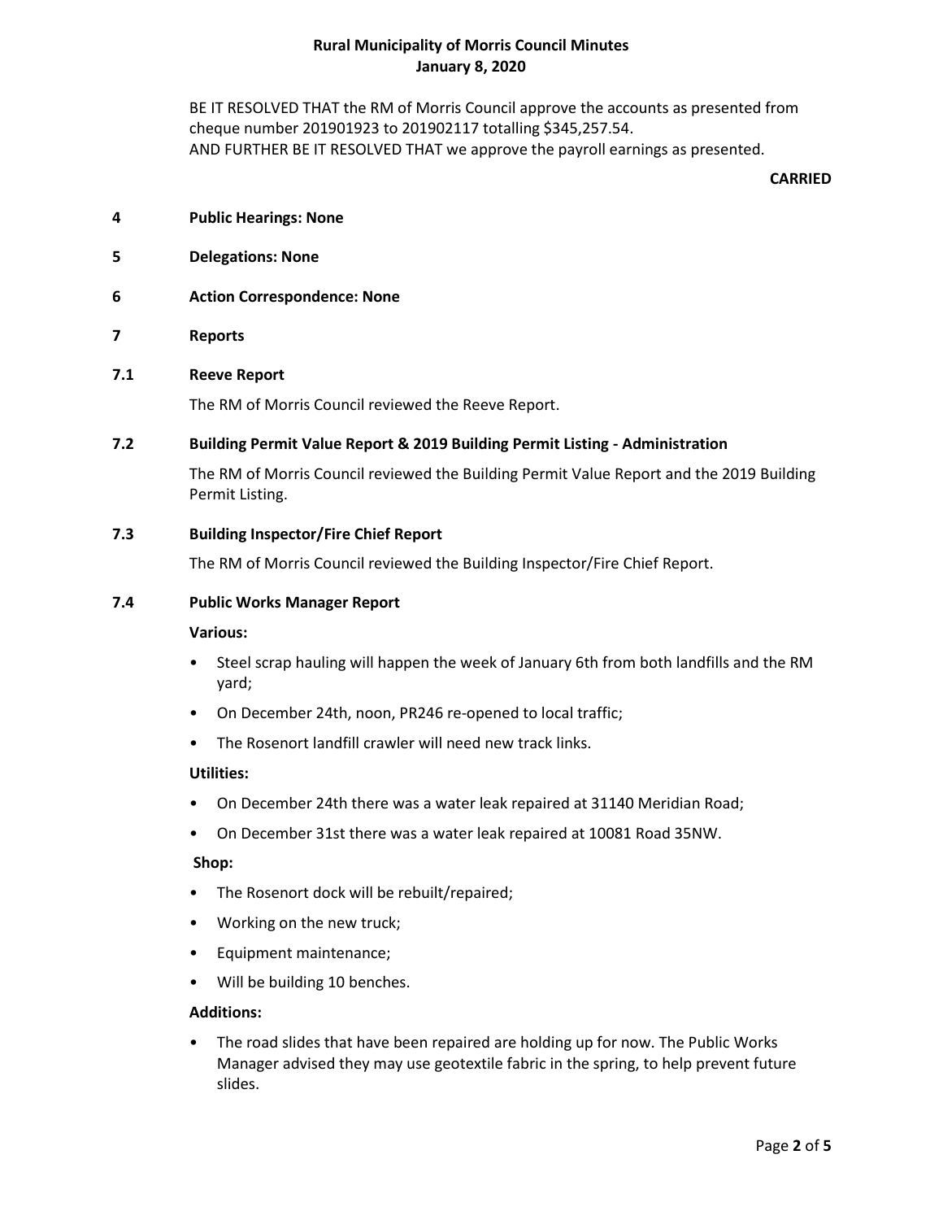BE IT RESOLVED THAT the RM of Morris Council approve the accounts as presented from cheque number 201901923 to 201902117 totalling $345,257.54.
AND FURTHER BE IT RESOLVED THAT we approve the payroll earnings as presented.

**CARRIED**

## 4 Public Hearings: None

## 5 Delegations: None

## 6 Action Correspondence: None

## 7 Reports

### 7.1 Reeve Report

The RM of Morris Council reviewed the Reeve Report.

### 7.2 Building Permit Value Report & 2019 Building Permit Listing - Administration

The RM of Morris Council reviewed the Building Permit Value Report and the 2019 Building Permit Listing.

### 7.3 Building Inspector/Fire Chief Report

The RM of Morris Council reviewed the Building Inspector/Fire Chief Report.

### 7.4 Public Works Manager Report

**Various:**

- Steel scrap hauling will happen the week of January 6th from both landfills and the RM yard;
- On December 24th, noon, PR246 re-opened to local traffic;
- The Rosenort landfill crawler will need new track links.

**Utilities:**

- On December 24th there was a water leak repaired at 31140 Meridian Road;
- On December 31st there was a water leak repaired at 10081 Road 35NW.

**Shop:**

- The Rosenort dock will be rebuilt/repaired;
- Working on the new truck;
- Equipment maintenance;
- Will be building 10 benches.

**Additions:**

- The road slides that have been repaired are holding up for now. The Public Works Manager advised they may use geotextile fabric in the spring, to help prevent future slides.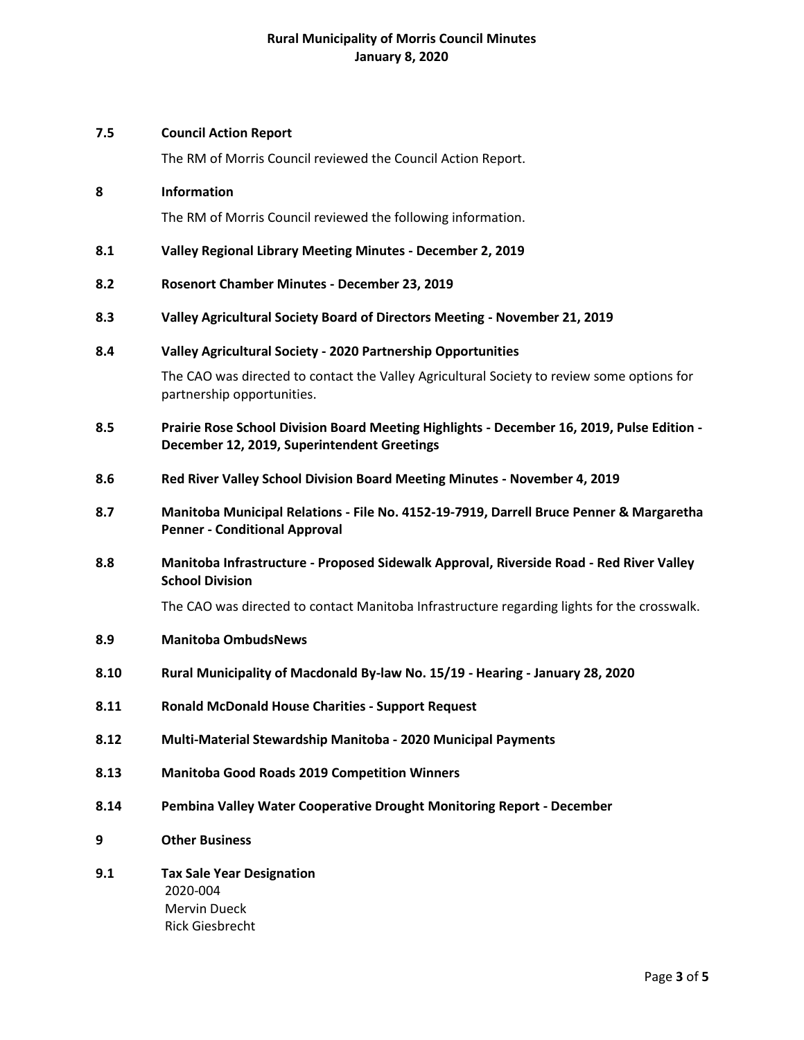**7.5 Council Action Report**

The RM of Morris Council reviewed the Council Action Report.

**8 Information**

The RM of Morris Council reviewed the following information.

**8.1 Valley Regional Library Meeting Minutes - December 2, 2019**

**8.2 Rosenort Chamber Minutes - December 23, 2019**

**8.3 Valley Agricultural Society Board of Directors Meeting - November 21, 2019**

**8.4 Valley Agricultural Society - 2020 Partnership Opportunities**

The CAO was directed to contact the Valley Agricultural Society to review some options for partnership opportunities.

**8.5 Prairie Rose School Division Board Meeting Highlights - December 16, 2019, Pulse Edition - December 12, 2019, Superintendent Greetings**

**8.6 Red River Valley School Division Board Meeting Minutes - November 4, 2019**

**8.7 Manitoba Municipal Relations - File No. 4152-19-7919, Darrell Bruce Penner & Margaretha Penner - Conditional Approval**

**8.8 Manitoba Infrastructure - Proposed Sidewalk Approval, Riverside Road - Red River Valley School Division**

The CAO was directed to contact Manitoba Infrastructure regarding lights for the crosswalk.

**8.9 Manitoba OmbudsNews**

**8.10 Rural Municipality of Macdonald By-law No. 15/19 - Hearing - January 28, 2020**

**8.11 Ronald McDonald House Charities - Support Request**

**8.12 Multi-Material Stewardship Manitoba - 2020 Municipal Payments**

**8.13 Manitoba Good Roads 2019 Competition Winners**

**8.14 Pembina Valley Water Cooperative Drought Monitoring Report - December**

**9 Other Business**

**9.1 Tax Sale Year Designation**

2020-004
Mervin Dueck
Rick Giesbrecht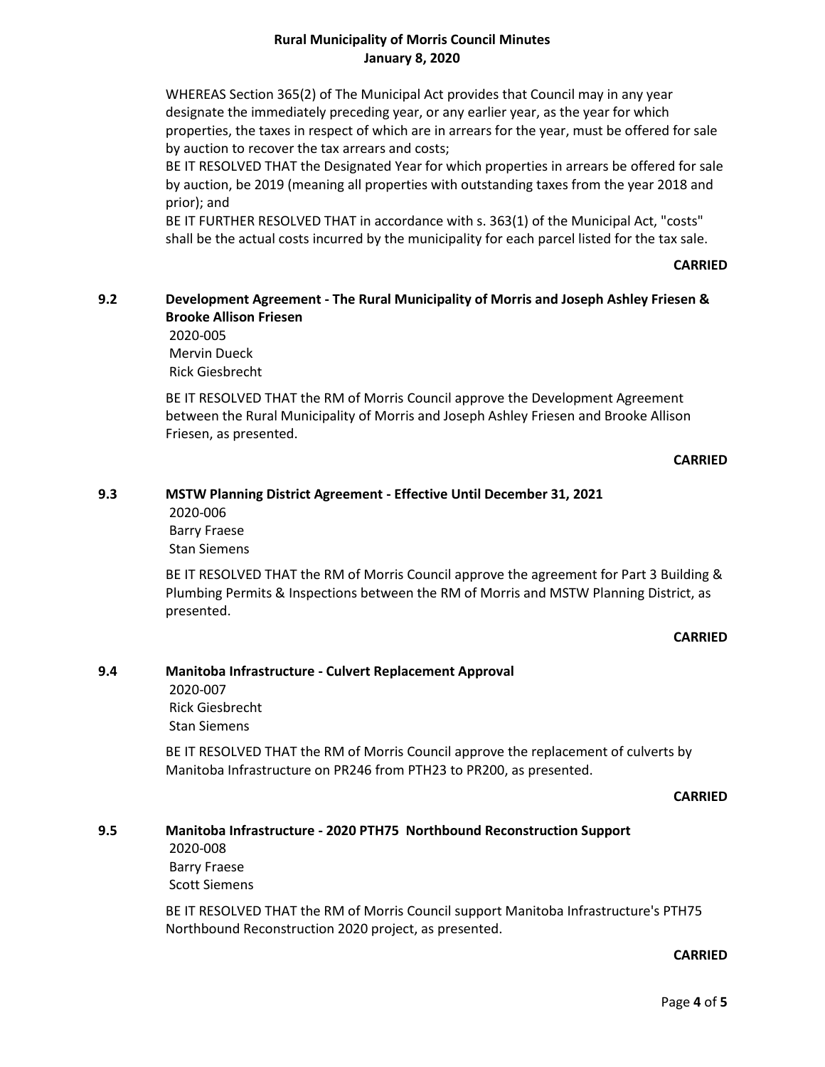WHEREAS Section 365(2) of The Municipal Act provides that Council may in any year designate the immediately preceding year, or any earlier year, as the year for which properties, the taxes in respect of which are in arrears for the year, must be offered for sale by auction to recover the tax arrears and costs;

BE IT RESOLVED THAT the Designated Year for which properties in arrears be offered for sale by auction, be 2019 (meaning all properties with outstanding taxes from the year 2018 and prior); and

BE IT FURTHER RESOLVED THAT in accordance with s. 363(1) of the Municipal Act, "costs" shall be the actual costs incurred by the municipality for each parcel listed for the tax sale.

**CARRIED**

### 9.2 Development Agreement - The Rural Municipality of Morris and Joseph Ashley Friesen & Brooke Allison Friesen

2020-005
Mervin Dueck
Rick Giesbrecht

BE IT RESOLVED THAT the RM of Morris Council approve the Development Agreement between the Rural Municipality of Morris and Joseph Ashley Friesen and Brooke Allison Friesen, as presented.

**CARRIED**

### 9.3 MSTW Planning District Agreement - Effective Until December 31, 2021

2020-006
Barry Fraese
Stan Siemens

BE IT RESOLVED THAT the RM of Morris Council approve the agreement for Part 3 Building & Plumbing Permits & Inspections between the RM of Morris and MSTW Planning District, as presented.

**CARRIED**

### 9.4 Manitoba Infrastructure - Culvert Replacement Approval

2020-007
Rick Giesbrecht
Stan Siemens

BE IT RESOLVED THAT the RM of Morris Council approve the replacement of culverts by Manitoba Infrastructure on PR246 from PTH23 to PR200, as presented.

**CARRIED**

### 9.5 Manitoba Infrastructure - 2020 PTH75 Northbound Reconstruction Support

2020-008
Barry Fraese
Scott Siemens

BE IT RESOLVED THAT the RM of Morris Council support Manitoba Infrastructure's PTH75 Northbound Reconstruction 2020 project, as presented.

**CARRIED**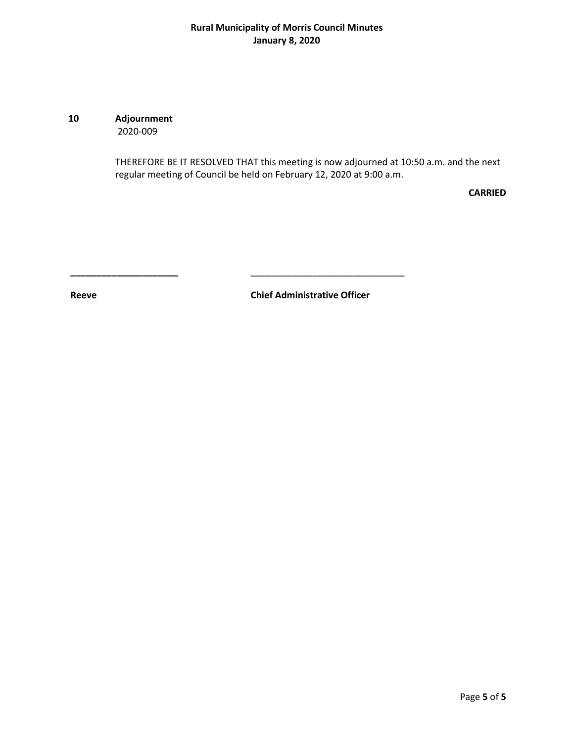## 10 Adjournment

2020-009

THEREFORE BE IT RESOLVED THAT this meeting is now adjourned at 10:50 a.m. and the next regular meeting of Council be held on February 12, 2020 at 9:00 a.m.

**CARRIED**

____________________ ______________________________

**Reeve** **Chief Administrative Officer**